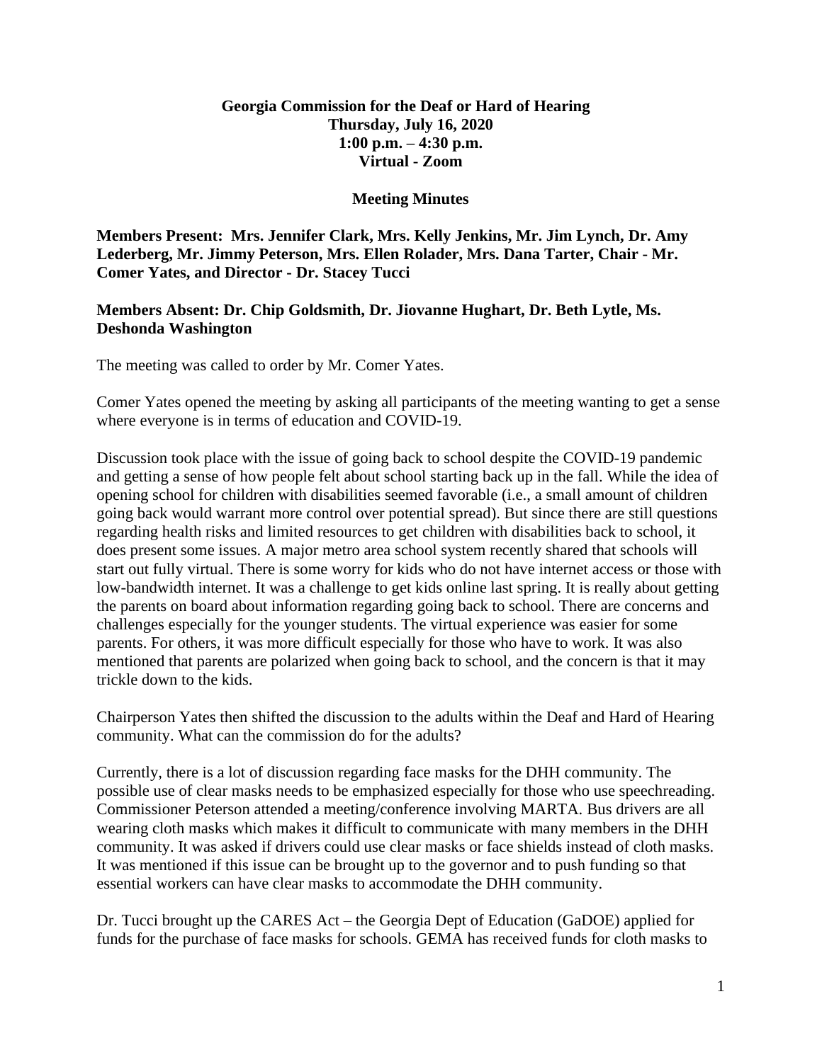**Georgia Commission for the Deaf or Hard of Hearing**
**Thursday, July 16, 2020**
**1:00 p.m. – 4:30 p.m.**
**Virtual - Zoom**

**Meeting Minutes**

**Members Present: Mrs. Jennifer Clark, Mrs. Kelly Jenkins, Mr. Jim Lynch, Dr. Amy Lederberg, Mr. Jimmy Peterson, Mrs. Ellen Rolader, Mrs. Dana Tarter, Chair - Mr. Comer Yates, and Director - Dr. Stacey Tucci**

**Members Absent: Dr. Chip Goldsmith, Dr. Jiovanne Hughart, Dr. Beth Lytle, Ms. Deshonda Washington**

The meeting was called to order by Mr. Comer Yates.

Comer Yates opened the meeting by asking all participants of the meeting wanting to get a sense where everyone is in terms of education and COVID-19.

Discussion took place with the issue of going back to school despite the COVID-19 pandemic and getting a sense of how people felt about school starting back up in the fall. While the idea of opening school for children with disabilities seemed favorable (i.e., a small amount of children going back would warrant more control over potential spread). But since there are still questions regarding health risks and limited resources to get children with disabilities back to school, it does present some issues. A major metro area school system recently shared that schools will start out fully virtual. There is some worry for kids who do not have internet access or those with low-bandwidth internet. It was a challenge to get kids online last spring. It is really about getting the parents on board about information regarding going back to school. There are concerns and challenges especially for the younger students. The virtual experience was easier for some parents. For others, it was more difficult especially for those who have to work. It was also mentioned that parents are polarized when going back to school, and the concern is that it may trickle down to the kids.

Chairperson Yates then shifted the discussion to the adults within the Deaf and Hard of Hearing community. What can the commission do for the adults?

Currently, there is a lot of discussion regarding face masks for the DHH community. The possible use of clear masks needs to be emphasized especially for those who use speechreading. Commissioner Peterson attended a meeting/conference involving MARTA. Bus drivers are all wearing cloth masks which makes it difficult to communicate with many members in the DHH community. It was asked if drivers could use clear masks or face shields instead of cloth masks. It was mentioned if this issue can be brought up to the governor and to push funding so that essential workers can have clear masks to accommodate the DHH community.

Dr. Tucci brought up the CARES Act – the Georgia Dept of Education (GaDOE) applied for funds for the purchase of face masks for schools. GEMA has received funds for cloth masks to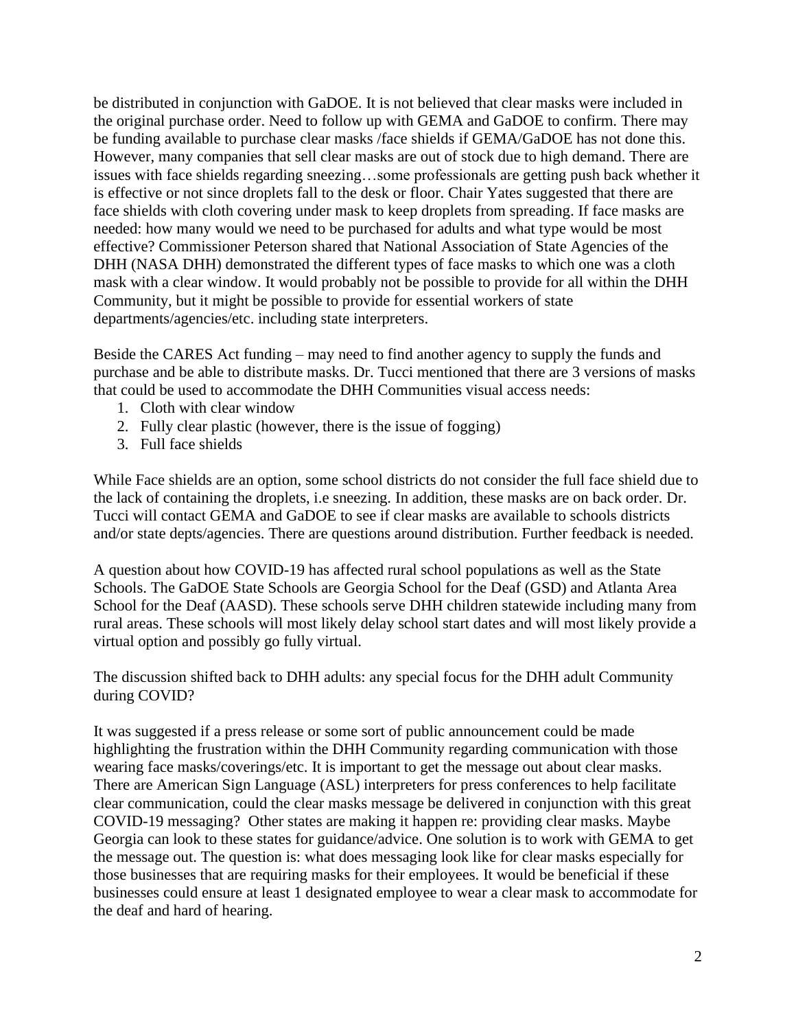be distributed in conjunction with GaDOE. It is not believed that clear masks were included in the original purchase order. Need to follow up with GEMA and GaDOE to confirm. There may be funding available to purchase clear masks /face shields if GEMA/GaDOE has not done this. However, many companies that sell clear masks are out of stock due to high demand. There are issues with face shields regarding sneezing…some professionals are getting push back whether it is effective or not since droplets fall to the desk or floor. Chair Yates suggested that there are face shields with cloth covering under mask to keep droplets from spreading. If face masks are needed: how many would we need to be purchased for adults and what type would be most effective? Commissioner Peterson shared that National Association of State Agencies of the DHH (NASA DHH) demonstrated the different types of face masks to which one was a cloth mask with a clear window. It would probably not be possible to provide for all within the DHH Community, but it might be possible to provide for essential workers of state departments/agencies/etc. including state interpreters.

Beside the CARES Act funding – may need to find another agency to supply the funds and purchase and be able to distribute masks. Dr. Tucci mentioned that there are 3 versions of masks that could be used to accommodate the DHH Communities visual access needs:

1. Cloth with clear window
2. Fully clear plastic (however, there is the issue of fogging)
3. Full face shields

While Face shields are an option, some school districts do not consider the full face shield due to the lack of containing the droplets, i.e sneezing. In addition, these masks are on back order. Dr. Tucci will contact GEMA and GaDOE to see if clear masks are available to schools districts and/or state depts/agencies. There are questions around distribution. Further feedback is needed.

A question about how COVID-19 has affected rural school populations as well as the State Schools. The GaDOE State Schools are Georgia School for the Deaf (GSD) and Atlanta Area School for the Deaf (AASD). These schools serve DHH children statewide including many from rural areas. These schools will most likely delay school start dates and will most likely provide a virtual option and possibly go fully virtual.

The discussion shifted back to DHH adults: any special focus for the DHH adult Community during COVID?

It was suggested if a press release or some sort of public announcement could be made highlighting the frustration within the DHH Community regarding communication with those wearing face masks/coverings/etc. It is important to get the message out about clear masks. There are American Sign Language (ASL) interpreters for press conferences to help facilitate clear communication, could the clear masks message be delivered in conjunction with this great COVID-19 messaging? Other states are making it happen re: providing clear masks. Maybe Georgia can look to these states for guidance/advice. One solution is to work with GEMA to get the message out. The question is: what does messaging look like for clear masks especially for those businesses that are requiring masks for their employees. It would be beneficial if these businesses could ensure at least 1 designated employee to wear a clear mask to accommodate for the deaf and hard of hearing.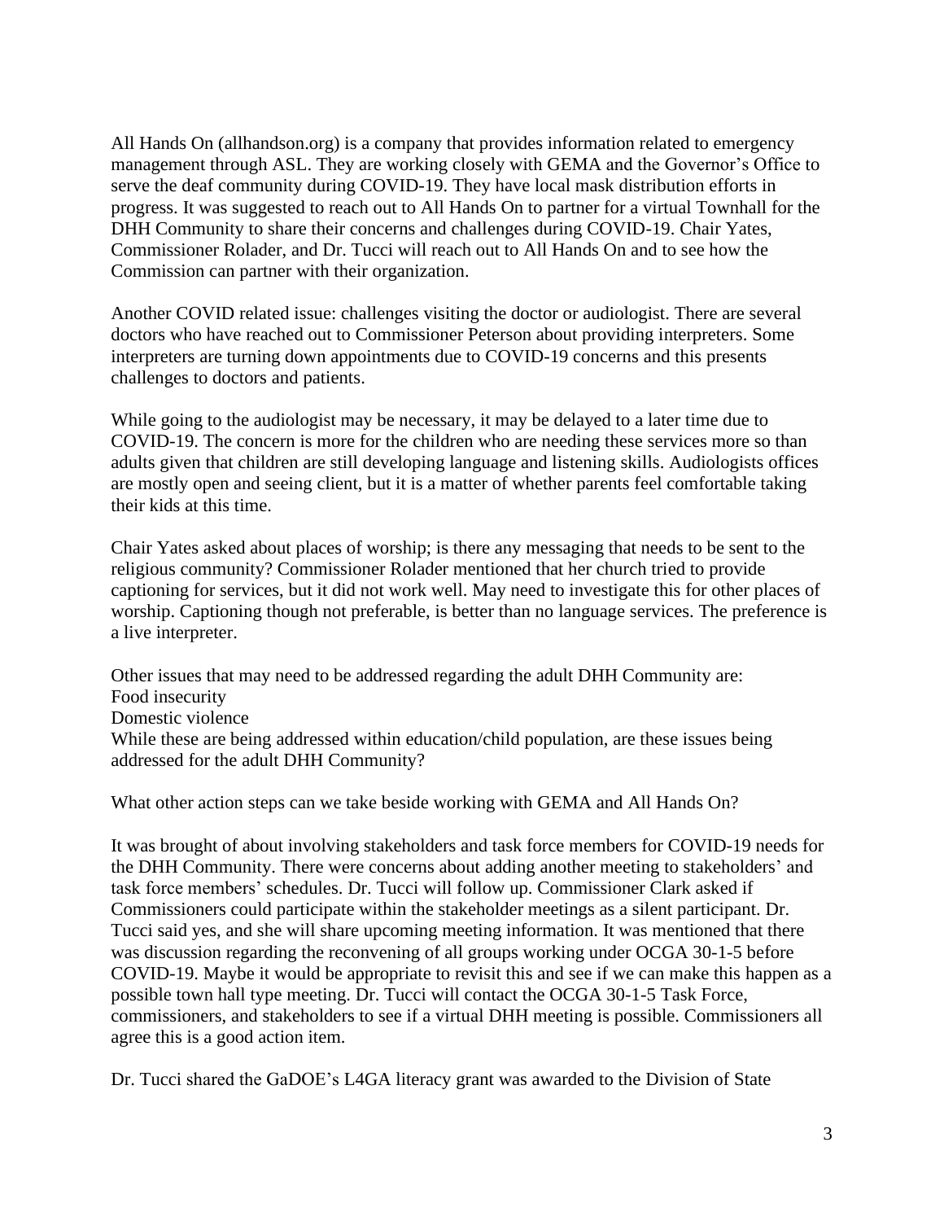All Hands On (allhandson.org) is a company that provides information related to emergency management through ASL. They are working closely with GEMA and the Governor's Office to serve the deaf community during COVID-19. They have local mask distribution efforts in progress. It was suggested to reach out to All Hands On to partner for a virtual Townhall for the DHH Community to share their concerns and challenges during COVID-19. Chair Yates, Commissioner Rolader, and Dr. Tucci will reach out to All Hands On and to see how the Commission can partner with their organization.

Another COVID related issue: challenges visiting the doctor or audiologist. There are several doctors who have reached out to Commissioner Peterson about providing interpreters. Some interpreters are turning down appointments due to COVID-19 concerns and this presents challenges to doctors and patients.

While going to the audiologist may be necessary, it may be delayed to a later time due to COVID-19. The concern is more for the children who are needing these services more so than adults given that children are still developing language and listening skills. Audiologists offices are mostly open and seeing client, but it is a matter of whether parents feel comfortable taking their kids at this time.

Chair Yates asked about places of worship; is there any messaging that needs to be sent to the religious community? Commissioner Rolader mentioned that her church tried to provide captioning for services, but it did not work well. May need to investigate this for other places of worship. Captioning though not preferable, is better than no language services. The preference is a live interpreter.

Other issues that may need to be addressed regarding the adult DHH Community are:
Food insecurity
Domestic violence
While these are being addressed within education/child population, are these issues being addressed for the adult DHH Community?

What other action steps can we take beside working with GEMA and All Hands On?

It was brought of about involving stakeholders and task force members for COVID-19 needs for the DHH Community. There were concerns about adding another meeting to stakeholders' and task force members' schedules. Dr. Tucci will follow up. Commissioner Clark asked if Commissioners could participate within the stakeholder meetings as a silent participant. Dr. Tucci said yes, and she will share upcoming meeting information. It was mentioned that there was discussion regarding the reconvening of all groups working under OCGA 30-1-5 before COVID-19. Maybe it would be appropriate to revisit this and see if we can make this happen as a possible town hall type meeting. Dr. Tucci will contact the OCGA 30-1-5 Task Force, commissioners, and stakeholders to see if a virtual DHH meeting is possible. Commissioners all agree this is a good action item.

Dr. Tucci shared the GaDOE's L4GA literacy grant was awarded to the Division of State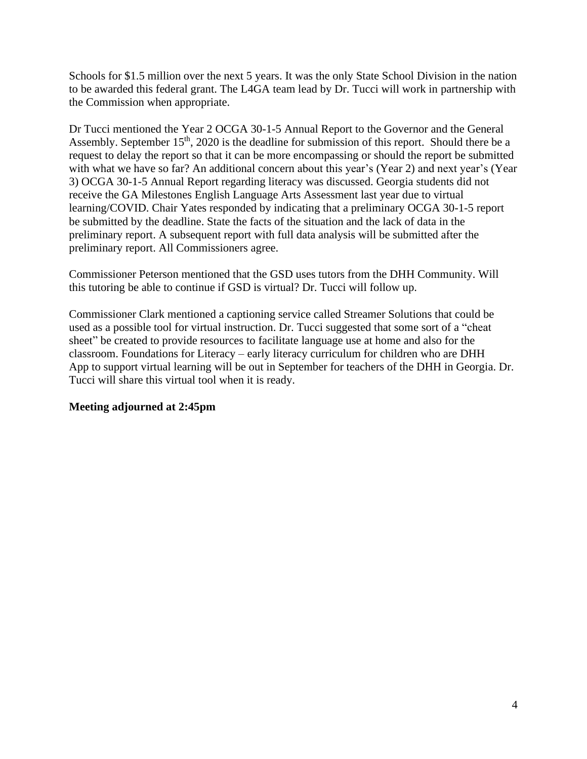Schools for \$1.5 million over the next 5 years. It was the only State School Division in the nation to be awarded this federal grant. The L4GA team lead by Dr. Tucci will work in partnership with the Commission when appropriate.

Dr Tucci mentioned the Year 2 OCGA 30-1-5 Annual Report to the Governor and the General Assembly. September 15th, 2020 is the deadline for submission of this report. Should there be a request to delay the report so that it can be more encompassing or should the report be submitted with what we have so far? An additional concern about this year's (Year 2) and next year's (Year 3) OCGA 30-1-5 Annual Report regarding literacy was discussed. Georgia students did not receive the GA Milestones English Language Arts Assessment last year due to virtual learning/COVID. Chair Yates responded by indicating that a preliminary OCGA 30-1-5 report be submitted by the deadline. State the facts of the situation and the lack of data in the preliminary report. A subsequent report with full data analysis will be submitted after the preliminary report. All Commissioners agree.

Commissioner Peterson mentioned that the GSD uses tutors from the DHH Community. Will this tutoring be able to continue if GSD is virtual? Dr. Tucci will follow up.

Commissioner Clark mentioned a captioning service called Streamer Solutions that could be used as a possible tool for virtual instruction. Dr. Tucci suggested that some sort of a "cheat sheet" be created to provide resources to facilitate language use at home and also for the classroom. Foundations for Literacy – early literacy curriculum for children who are DHH App to support virtual learning will be out in September for teachers of the DHH in Georgia. Dr. Tucci will share this virtual tool when it is ready.

**Meeting adjourned at 2:45pm**